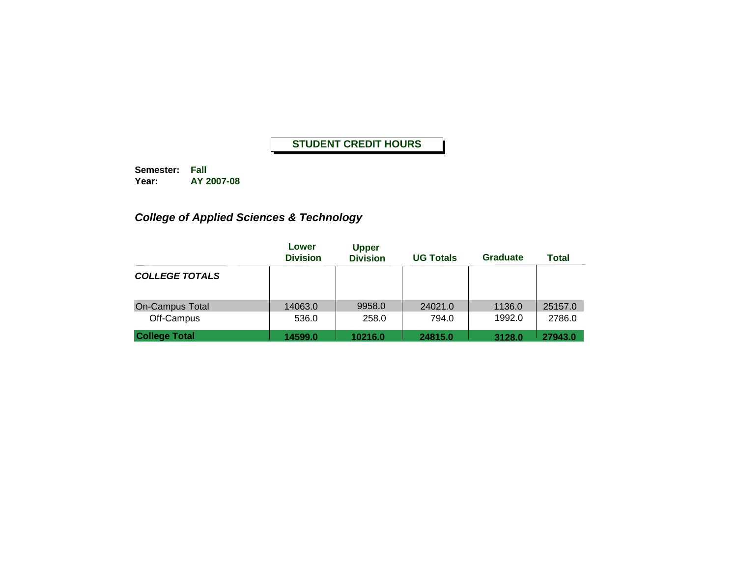**STUDENT CREDIT HOURS**

**Semester:** **Fall**
**Year:** **AY 2007-08**

### *College of Applied Sciences & Technology*

| | Lower Division | Upper Division | UG Totals | Graduate | Total |
|---|---|---|---|---|---|
| ***COLLEGE TOTALS*** | | | | | |
| On-Campus Total | 14063.0 | 9958.0 | 24021.0 | 1136.0 | 25157.0 |
| Off-Campus | 536.0 | 258.0 | 794.0 | 1992.0 | 2786.0 |
| **College Total** | **14599.0** | **10216.0** | **24815.0** | **3128.0** | **27943.0** |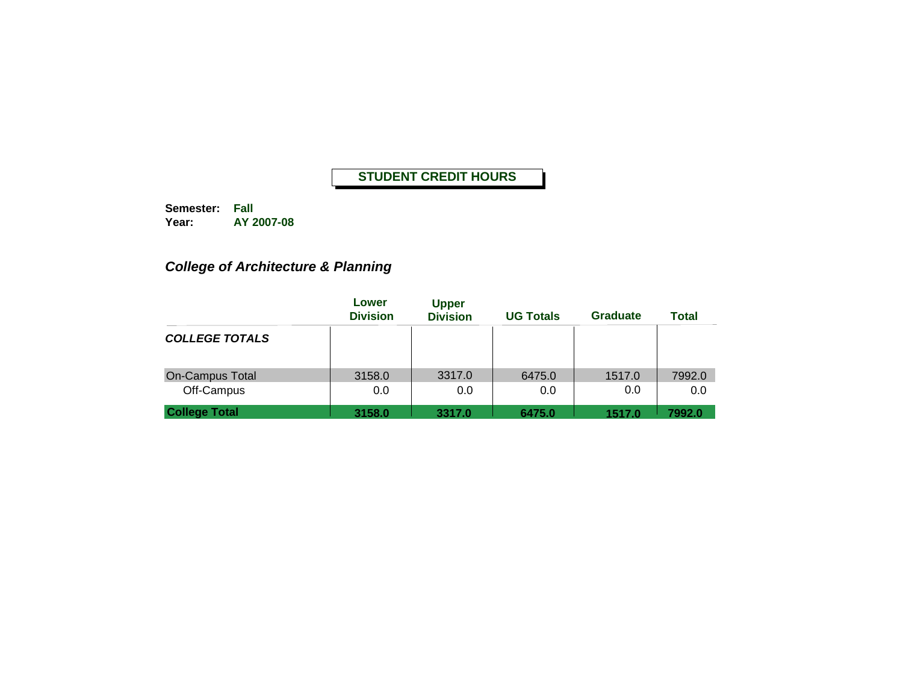## STUDENT CREDIT HOURS

**Semester:** **Fall**
**Year:** **AY 2007-08**

### *College of Architecture & Planning*

| | Lower Division | Upper Division | UG Totals | Graduate | Total |
|---|---|---|---|---|---|
| ***COLLEGE TOTALS*** | | | | | |
| On-Campus Total | 3158.0 | 3317.0 | 6475.0 | 1517.0 | 7992.0 |
| Off-Campus | 0.0 | 0.0 | 0.0 | 0.0 | 0.0 |
| **College Total** | **3158.0** | **3317.0** | **6475.0** | **1517.0** | **7992.0** |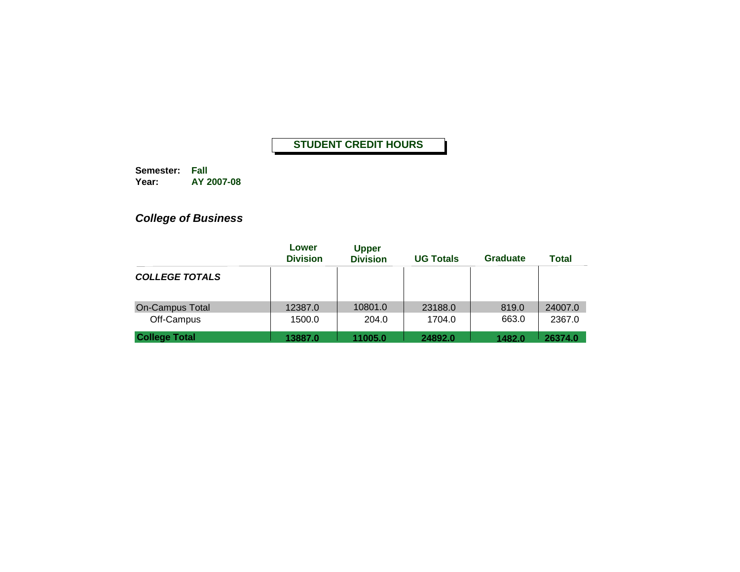# STUDENT CREDIT HOURS

**Semester:** **Fall**
**Year:** **AY 2007-08**

## *College of Business*

| | Lower Division | Upper Division | UG Totals | Graduate | Total |
|---|---|---|---|---|---|
| ***COLLEGE TOTALS*** | | | | | |
| On-Campus Total | 12387.0 | 10801.0 | 23188.0 | 819.0 | 24007.0 |
| Off-Campus | 1500.0 | 204.0 | 1704.0 | 663.0 | 2367.0 |
| **College Total** | **13887.0** | **11005.0** | **24892.0** | **1482.0** | **26374.0** |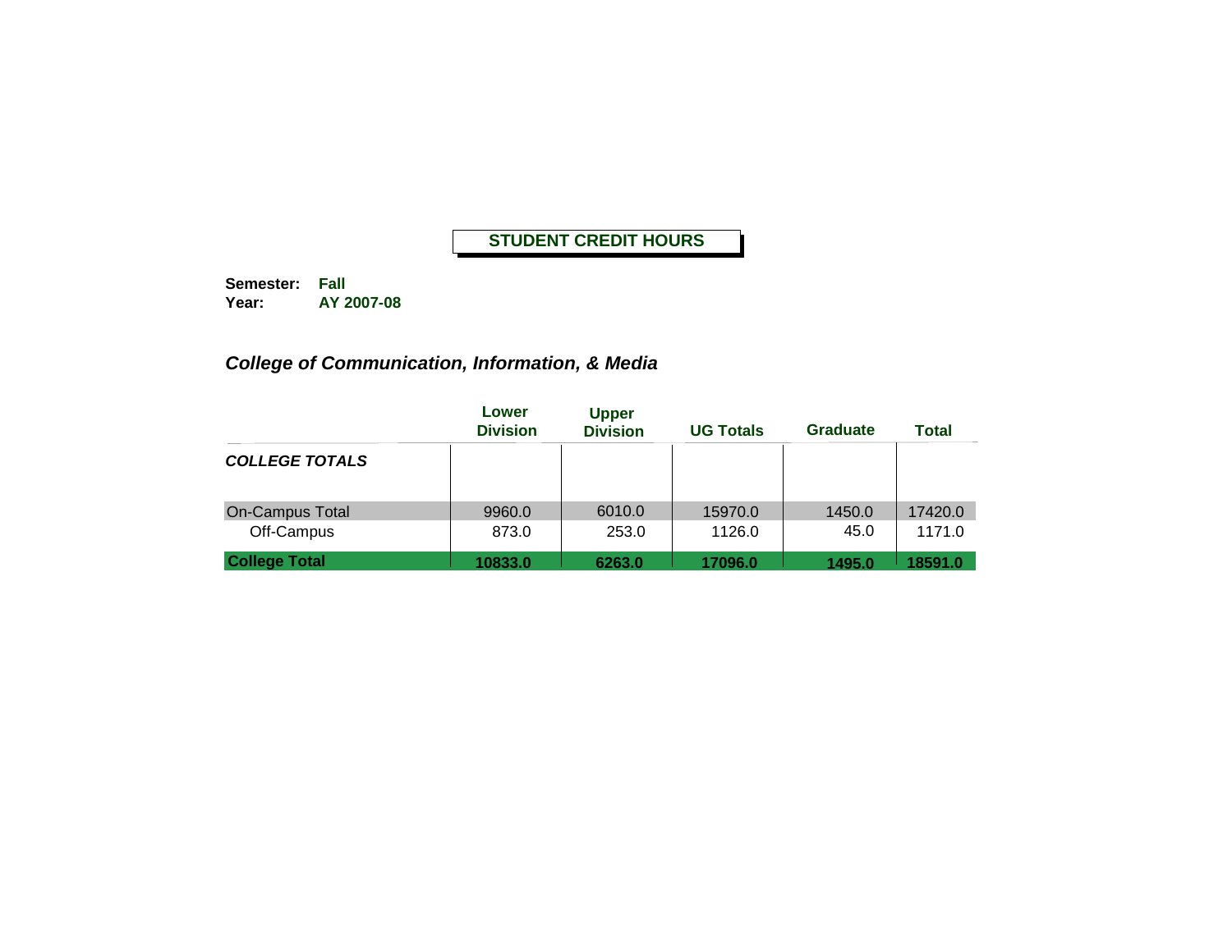# STUDENT CREDIT HOURS

**Semester:** **Fall**
**Year:** **AY 2007-08**

## *College of Communication, Information, & Media*

| | Lower Division | Upper Division | UG Totals | Graduate | Total |
|---|---|---|---|---|---|
| ***COLLEGE TOTALS*** | | | | | |
| On-Campus Total | 9960.0 | 6010.0 | 15970.0 | 1450.0 | 17420.0 |
| Off-Campus | 873.0 | 253.0 | 1126.0 | 45.0 | 1171.0 |
| **College Total** | **10833.0** | **6263.0** | **17096.0** | **1495.0** | **18591.0** |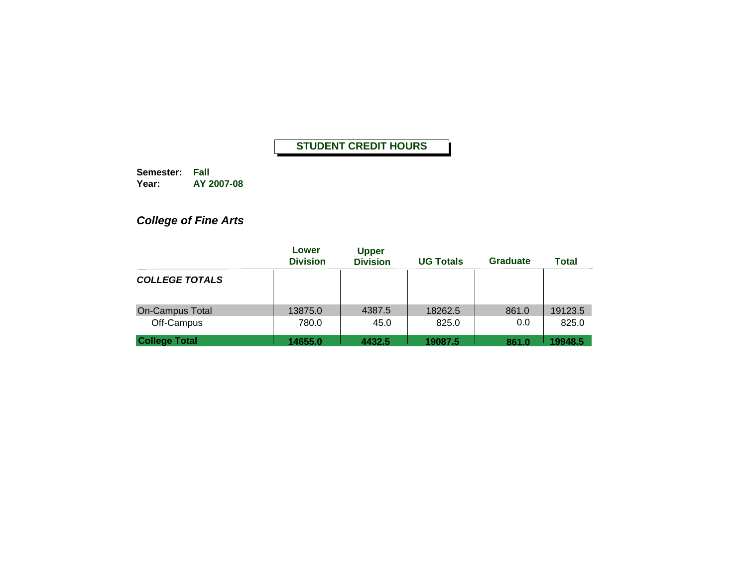**STUDENT CREDIT HOURS**

**Semester:** **Fall**
**Year:** **AY 2007-08**

## *College of Fine Arts*

| | Lower Division | Upper Division | UG Totals | Graduate | Total |
|---|---|---|---|---|---|
| ***COLLEGE TOTALS*** | | | | | |
| On-Campus Total | 13875.0 | 4387.5 | 18262.5 | 861.0 | 19123.5 |
| Off-Campus | 780.0 | 45.0 | 825.0 | 0.0 | 825.0 |
| **College Total** | **14655.0** | **4432.5** | **19087.5** | **861.0** | **19948.5** |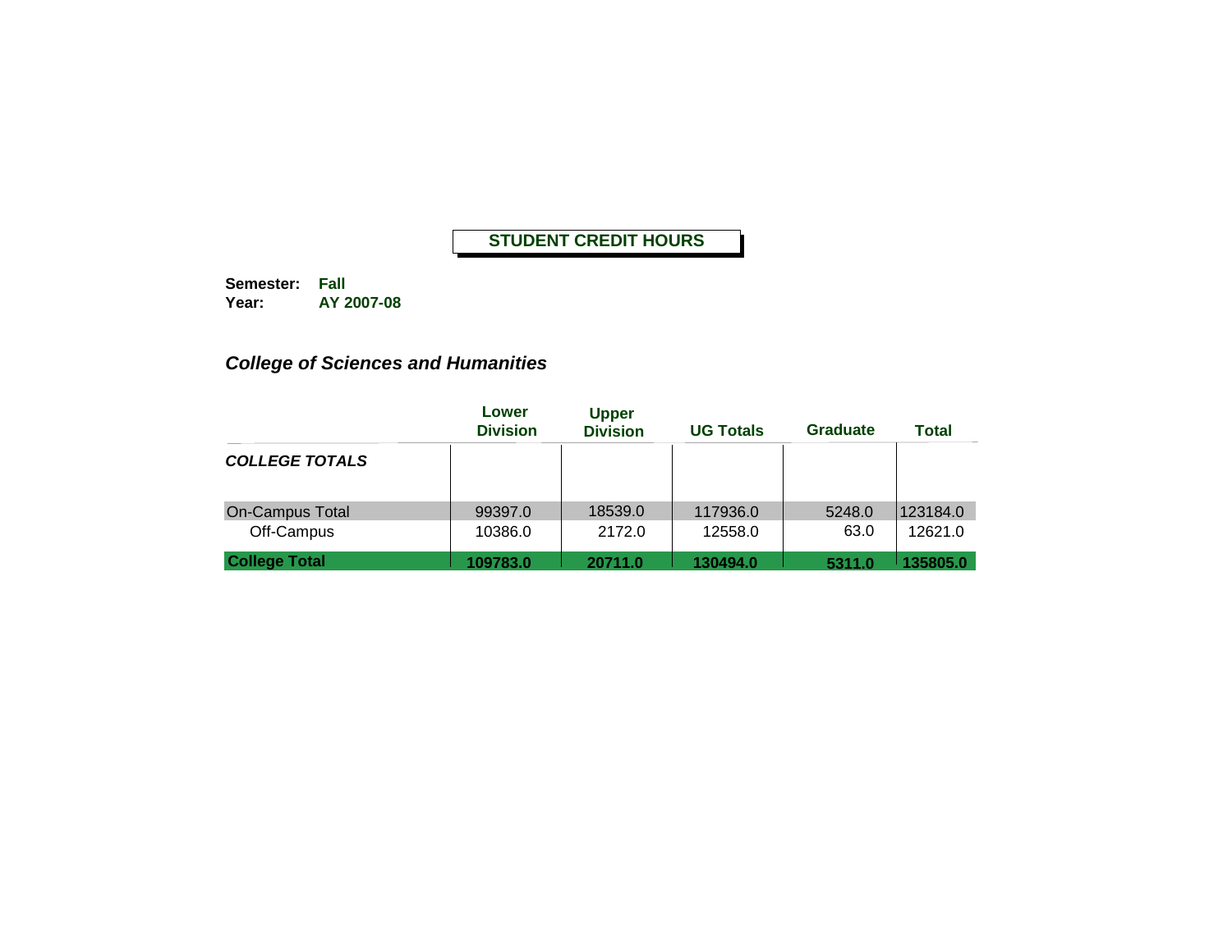## STUDENT CREDIT HOURS

**Semester:** **Fall**
**Year:** **AY 2007-08**

### *College of Sciences and Humanities*

| | Lower Division | Upper Division | UG Totals | Graduate | Total |
|---|---|---|---|---|---|
| ***COLLEGE TOTALS*** | | | | | |
| On-Campus Total | 99397.0 | 18539.0 | 117936.0 | 5248.0 | 123184.0 |
| Off-Campus | 10386.0 | 2172.0 | 12558.0 | 63.0 | 12621.0 |
| **College Total** | **109783.0** | **20711.0** | **130494.0** | **5311.0** | **135805.0** |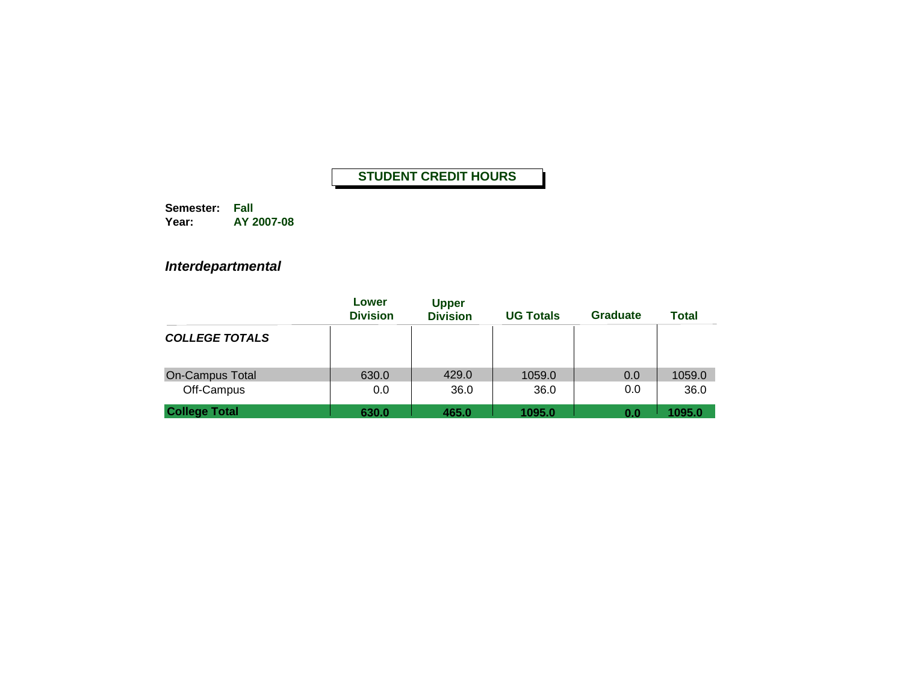# STUDENT CREDIT HOURS

**Semester:** **Fall**
**Year:** **AY 2007-08**

## *Interdepartmental*

| | Lower Division | Upper Division | UG Totals | Graduate | Total |
|---|---|---|---|---|---|
| ***COLLEGE TOTALS*** | | | | | |
| On-Campus Total | 630.0 | 429.0 | 1059.0 | 0.0 | 1059.0 |
| Off-Campus | 0.0 | 36.0 | 36.0 | 0.0 | 36.0 |
| **College Total** | **630.0** | **465.0** | **1095.0** | **0.0** | **1095.0** |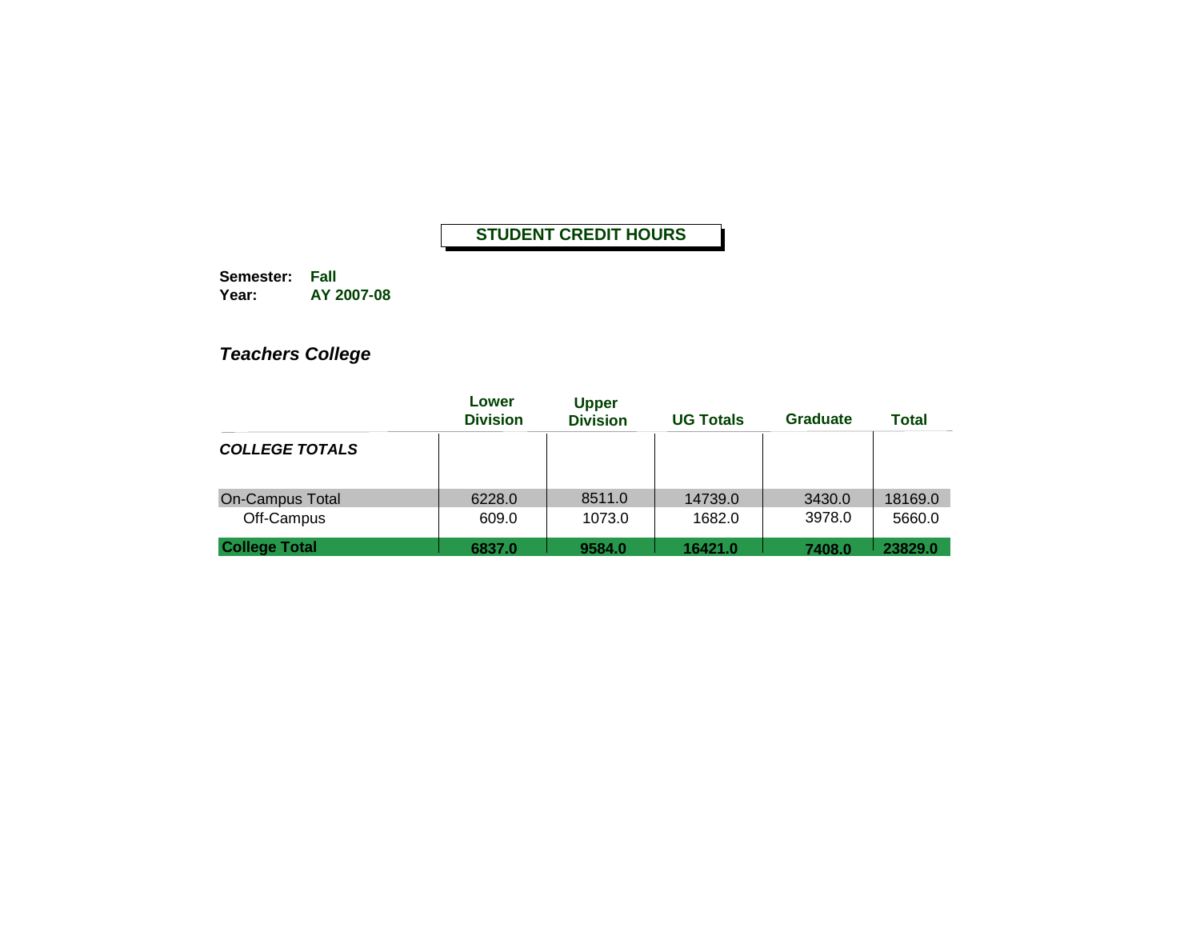# STUDENT CREDIT HOURS

**Semester:** **Fall**
**Year:** **AY 2007-08**

## *Teachers College*

| | Lower Division | Upper Division | UG Totals | Graduate | Total |
|---|---|---|---|---|---|
| ***COLLEGE TOTALS*** | | | | | |
| On-Campus Total | 6228.0 | 8511.0 | 14739.0 | 3430.0 | 18169.0 |
| Off-Campus | 609.0 | 1073.0 | 1682.0 | 3978.0 | 5660.0 |
| **College Total** | **6837.0** | **9584.0** | **16421.0** | **7408.0** | **23829.0** |